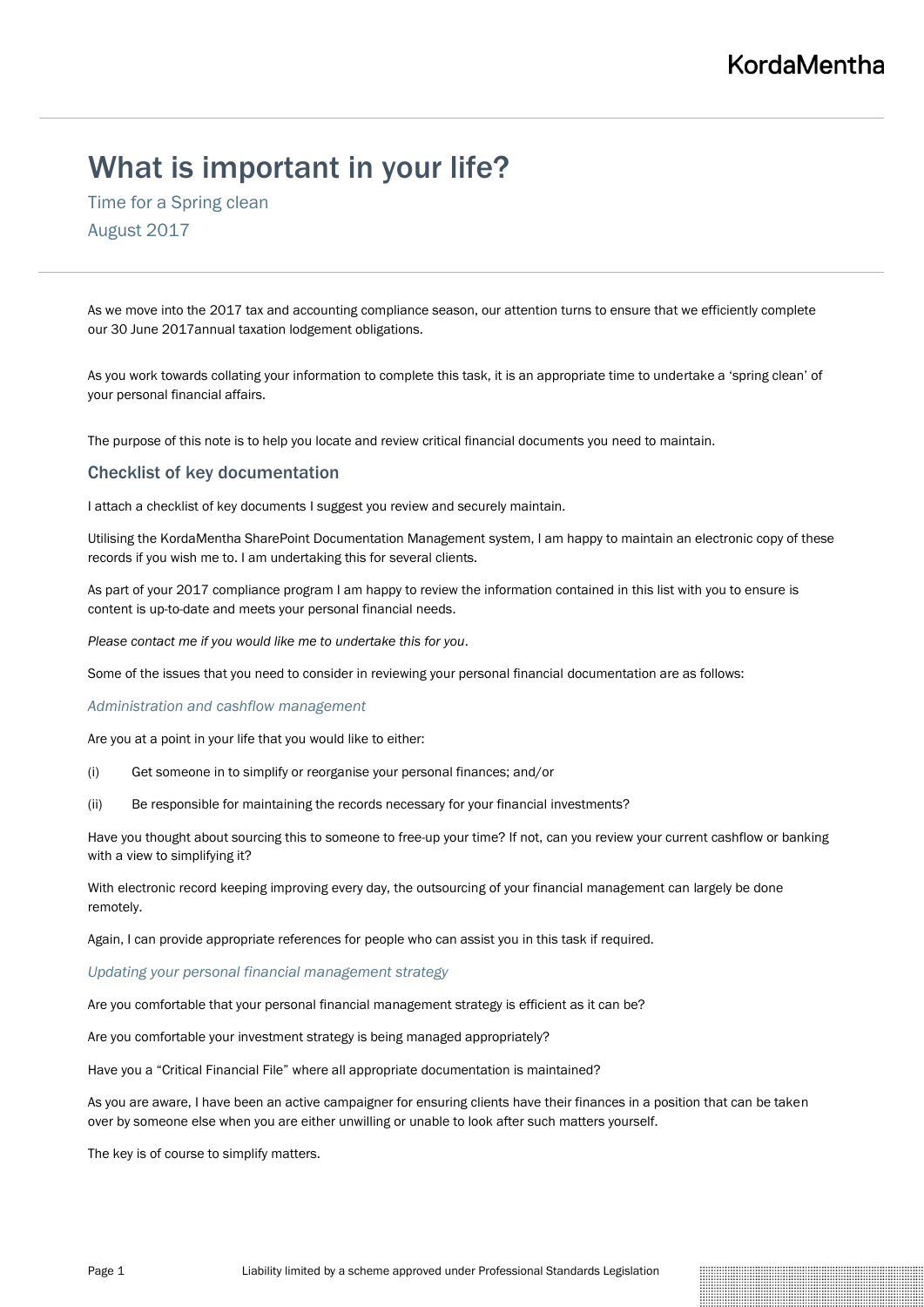# What is important in your life?

Time for a Spring clean

August 2017

As we move into the 2017 tax and accounting compliance season, our attention turns to ensure that we efficiently complete our 30 June 2017annual taxation lodgement obligations.

As you work towards collating your information to complete this task, it is an appropriate time to undertake a 'spring clean' of your personal financial affairs.

The purpose of this note is to help you locate and review critical financial documents you need to maintain.

## Checklist of key documentation

I attach a checklist of key documents I suggest you review and securely maintain.

Utilising the KordaMentha SharePoint Documentation Management system, I am happy to maintain an electronic copy of these records if you wish me to. I am undertaking this for several clients.

As part of your 2017 compliance program I am happy to review the information contained in this list with you to ensure is content is up-to-date and meets your personal financial needs.

*Please contact me if you would like me to undertake this for you*.

Some of the issues that you need to consider in reviewing your personal financial documentation are as follows:

### *Administration and cashflow management*

Are you at a point in your life that you would like to either:

(i) Get someone in to simplify or reorganise your personal finances; and/or

(ii) Be responsible for maintaining the records necessary for your financial investments?

Have you thought about sourcing this to someone to free-up your time? If not, can you review your current cashflow or banking with a view to simplifying it?

With electronic record keeping improving every day, the outsourcing of your financial management can largely be done remotely.

Again, I can provide appropriate references for people who can assist you in this task if required.

### *Updating your personal financial management strategy*

Are you comfortable that your personal financial management strategy is efficient as it can be?

Are you comfortable your investment strategy is being managed appropriately?

Have you a "Critical Financial File" where all appropriate documentation is maintained?

As you are aware, I have been an active campaigner for ensuring clients have their finances in a position that can be taken over by someone else when you are either unwilling or unable to look after such matters yourself.

The key is of course to simplify matters.

Liability limited by a scheme approved under Professional Standards Legislation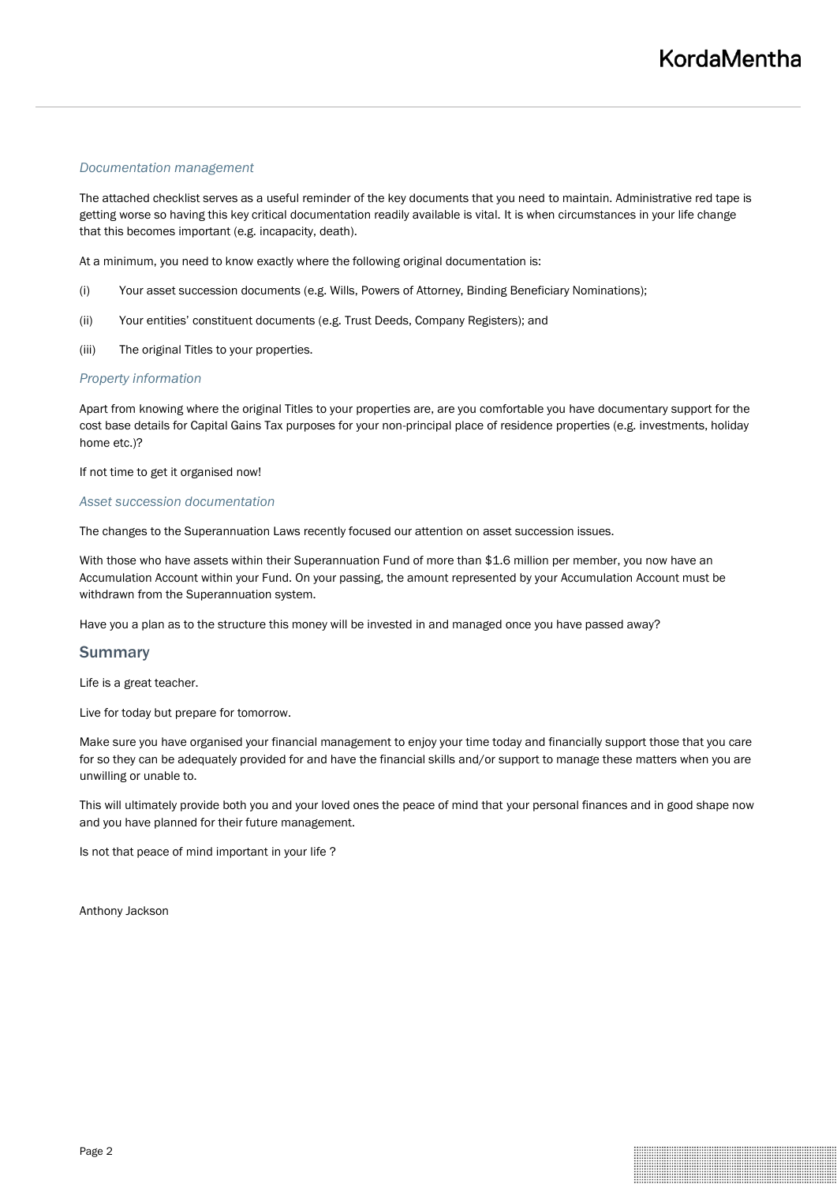*Documentation management*

The attached checklist serves as a useful reminder of the key documents that you need to maintain. Administrative red tape is getting worse so having this key critical documentation readily available is vital. It is when circumstances in your life change that this becomes important (e.g. incapacity, death).

At a minimum, you need to know exactly where the following original documentation is:

(i) Your asset succession documents (e.g. Wills, Powers of Attorney, Binding Beneficiary Nominations);

(ii) Your entities' constituent documents (e.g. Trust Deeds, Company Registers); and

(iii) The original Titles to your properties.

*Property information*

Apart from knowing where the original Titles to your properties are, are you comfortable you have documentary support for the cost base details for Capital Gains Tax purposes for your non-principal place of residence properties (e.g. investments, holiday home etc.)?

If not time to get it organised now!

*Asset succession documentation*

The changes to the Superannuation Laws recently focused our attention on asset succession issues.

With those who have assets within their Superannuation Fund of more than $1.6 million per member, you now have an Accumulation Account within your Fund. On your passing, the amount represented by your Accumulation Account must be withdrawn from the Superannuation system.

Have you a plan as to the structure this money will be invested in and managed once you have passed away?

## Summary

Life is a great teacher.

Live for today but prepare for tomorrow.

Make sure you have organised your financial management to enjoy your time today and financially support those that you care for so they can be adequately provided for and have the financial skills and/or support to manage these matters when you are unwilling or unable to.

This will ultimately provide both you and your loved ones the peace of mind that your personal finances and in good shape now and you have planned for their future management.

Is not that peace of mind important in your life ?

Anthony Jackson